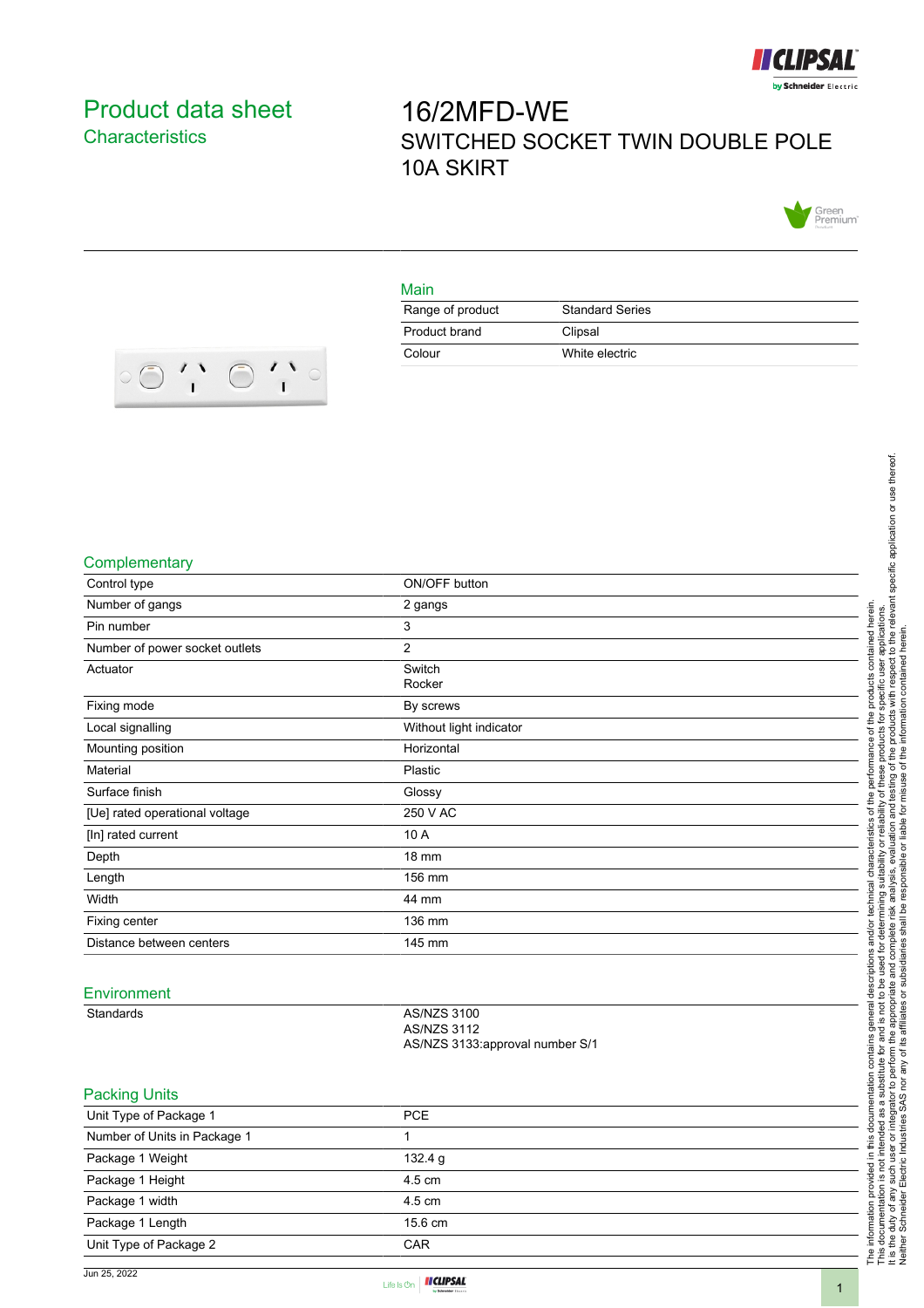# Product data sheet

## Characteristics

# 16/2MFD-WE

SWITCHED SOCKET TWIN DOUBLE POLE 10A SKIRT

## Main

| | |
|---|---|
| Range of product | Standard Series |
| Product brand | Clipsal |
| Colour | White electric |

## Complementary

| | |
|---|---|
| Control type | ON/OFF button |
| Number of gangs | 2 gangs |
| Pin number | 3 |
| Number of power socket outlets | 2 |
| Actuator | Switch<br>Rocker |
| Fixing mode | By screws |
| Local signalling | Without light indicator |
| Mounting position | Horizontal |
| Material | Plastic |
| Surface finish | Glossy |
| [Ue] rated operational voltage | 250 V AC |
| [In] rated current | 10 A |
| Depth | 18 mm |
| Length | 156 mm |
| Width | 44 mm |
| Fixing center | 136 mm |
| Distance between centers | 145 mm |

## Environment

| | |
|---|---|
| Standards | AS/NZS 3100<br>AS/NZS 3112<br>AS/NZS 3133:approval number S/1 |

## Packing Units

| | |
|---|---|
| Unit Type of Package 1 | PCE |
| Number of Units in Package 1 | 1 |
| Package 1 Weight | 132.4 g |
| Package 1 Height | 4.5 cm |
| Package 1 width | 4.5 cm |
| Package 1 Length | 15.6 cm |
| Unit Type of Package 2 | CAR |

The information provided in this documentation contains general descriptions and/or technical characteristics of the performance of the products contained herein.
This documentation is not intended as a substitute for and is not to be used for determining suitability or reliability of these products for specific user applications.
It is the duty of any such user or integrator to perform the appropriate and complete risk analysis, evaluation and testing of the products with respect to the relevant specific application or use thereof.
Neither Schneider Electric Industries SAS nor any of its affiliates or subsidiaries shall be responsible or liable for misuse of the information contained herein.

Jun 25, 2022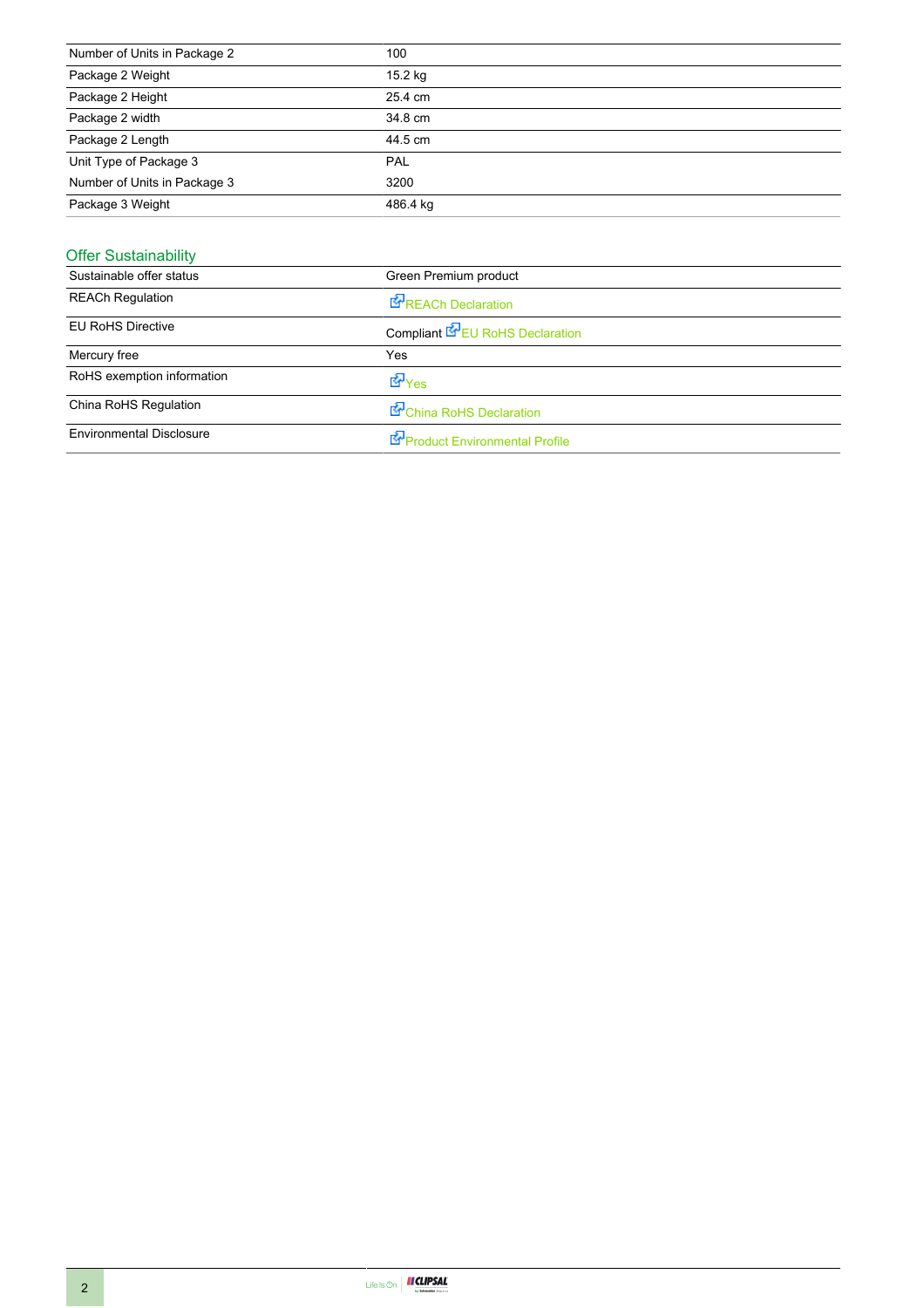| | |
|---|---|
| Number of Units in Package 2 | 100 |
| Package 2 Weight | 15.2 kg |
| Package 2 Height | 25.4 cm |
| Package 2 width | 34.8 cm |
| Package 2 Length | 44.5 cm |
| Unit Type of Package 3 | PAL |
| Number of Units in Package 3 | 3200 |
| Package 3 Weight | 486.4 kg |

## Offer Sustainability

| | |
|---|---|
| Sustainable offer status | Green Premium product |
| REACh Regulation | REACh Declaration |
| EU RoHS Directive | Compliant EU RoHS Declaration |
| Mercury free | Yes |
| RoHS exemption information | Yes |
| China RoHS Regulation | China RoHS Declaration |
| Environmental Disclosure | Product Environmental Profile |